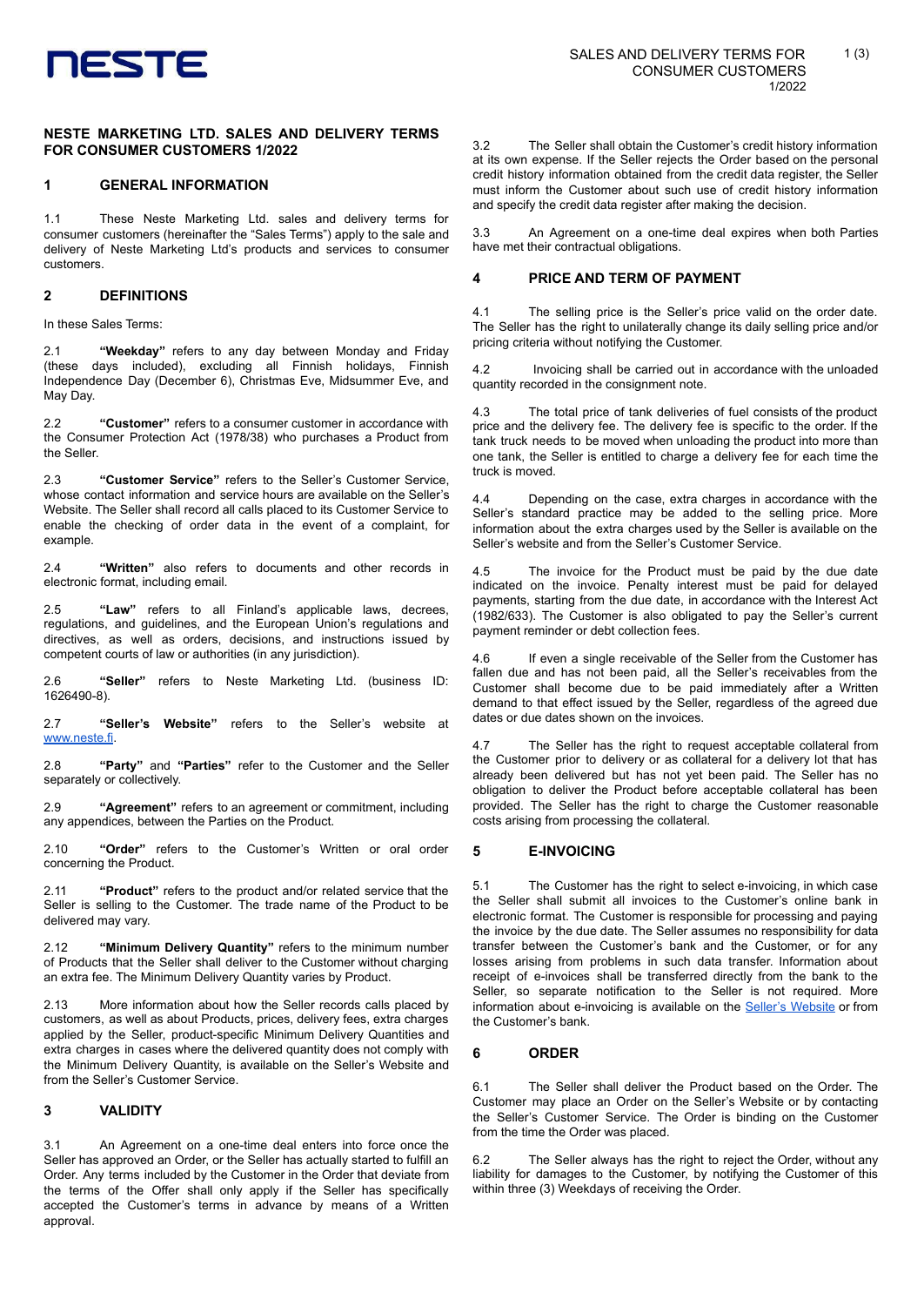# NESTE MARKETING LTD. SALES AND DELIVERY TERMS FOR CONSUMER CUSTOMERS 1/2022

## 1 GENERAL INFORMATION

1.1 These Neste Marketing Ltd. sales and delivery terms for consumer customers (hereinafter the "Sales Terms") apply to the sale and delivery of Neste Marketing Ltd's products and services to consumer customers.

## 2 DEFINITIONS

In these Sales Terms:

2.1 **"Weekday"** refers to any day between Monday and Friday (these days included), excluding all Finnish holidays, Finnish Independence Day (December 6), Christmas Eve, Midsummer Eve, and May Day.

2.2 **"Customer"** refers to a consumer customer in accordance with the Consumer Protection Act (1978/38) who purchases a Product from the Seller.

2.3 **"Customer Service"** refers to the Seller's Customer Service, whose contact information and service hours are available on the Seller's Website. The Seller shall record all calls placed to its Customer Service to enable the checking of order data in the event of a complaint, for example.

2.4 **"Written"** also refers to documents and other records in electronic format, including email.

2.5 **"Law"** refers to all Finland's applicable laws, decrees, regulations, and guidelines, and the European Union's regulations and directives, as well as orders, decisions, and instructions issued by competent courts of law or authorities (in any jurisdiction).

2.6 **"Seller"** refers to Neste Marketing Ltd. (business ID: 1626490-8).

2.7 **"Seller's Website"** refers to the Seller's website at [www.neste.fi](www.neste.fi).

2.8 **"Party"** and **"Parties"** refer to the Customer and the Seller separately or collectively.

2.9 **"Agreement"** refers to an agreement or commitment, including any appendices, between the Parties on the Product.

2.10 **"Order"** refers to the Customer's Written or oral order concerning the Product.

2.11 **"Product"** refers to the product and/or related service that the Seller is selling to the Customer. The trade name of the Product to be delivered may vary.

2.12 **"Minimum Delivery Quantity"** refers to the minimum number of Products that the Seller shall deliver to the Customer without charging an extra fee. The Minimum Delivery Quantity varies by Product.

2.13 More information about how the Seller records calls placed by customers, as well as about Products, prices, delivery fees, extra charges applied by the Seller, product-specific Minimum Delivery Quantities and extra charges in cases where the delivered quantity does not comply with the Minimum Delivery Quantity, is available on the Seller's Website and from the Seller's Customer Service.

## 3 VALIDITY

3.1 An Agreement on a one-time deal enters into force once the Seller has approved an Order, or the Seller has actually started to fulfill an Order. Any terms included by the Customer in the Order that deviate from the terms of the Offer shall only apply if the Seller has specifically accepted the Customer's terms in advance by means of a Written approval.

3.2 The Seller shall obtain the Customer's credit history information at its own expense. If the Seller rejects the Order based on the personal credit history information obtained from the credit data register, the Seller must inform the Customer about such use of credit history information and specify the credit data register after making the decision.

3.3 An Agreement on a one-time deal expires when both Parties have met their contractual obligations.

## 4 PRICE AND TERM OF PAYMENT

4.1 The selling price is the Seller's price valid on the order date. The Seller has the right to unilaterally change its daily selling price and/or pricing criteria without notifying the Customer.

4.2 Invoicing shall be carried out in accordance with the unloaded quantity recorded in the consignment note.

4.3 The total price of tank deliveries of fuel consists of the product price and the delivery fee. The delivery fee is specific to the order. If the tank truck needs to be moved when unloading the product into more than one tank, the Seller is entitled to charge a delivery fee for each time the truck is moved.

4.4 Depending on the case, extra charges in accordance with the Seller's standard practice may be added to the selling price. More information about the extra charges used by the Seller is available on the Seller's website and from the Seller's Customer Service.

4.5 The invoice for the Product must be paid by the due date indicated on the invoice. Penalty interest must be paid for delayed payments, starting from the due date, in accordance with the Interest Act (1982/633). The Customer is also obligated to pay the Seller's current payment reminder or debt collection fees.

4.6 If even a single receivable of the Seller from the Customer has fallen due and has not been paid, all the Seller's receivables from the Customer shall become due to be paid immediately after a Written demand to that effect issued by the Seller, regardless of the agreed due dates or due dates shown on the invoices.

4.7 The Seller has the right to request acceptable collateral from the Customer prior to delivery or as collateral for a delivery lot that has already been delivered but has not yet been paid. The Seller has no obligation to deliver the Product before acceptable collateral has been provided. The Seller has the right to charge the Customer reasonable costs arising from processing the collateral.

## 5 E-INVOICING

5.1 The Customer has the right to select e-invoicing, in which case the Seller shall submit all invoices to the Customer's online bank in electronic format. The Customer is responsible for processing and paying the invoice by the due date. The Seller assumes no responsibility for data transfer between the Customer's bank and the Customer, or for any losses arising from problems in such data transfer. Information about receipt of e-invoices shall be transferred directly from the bank to the Seller, so separate notification to the Seller is not required. More information about e-invoicing is available on the Seller's Website or from the Customer's bank.

## 6 ORDER

6.1 The Seller shall deliver the Product based on the Order. The Customer may place an Order on the Seller's Website or by contacting the Seller's Customer Service. The Order is binding on the Customer from the time the Order was placed.

6.2 The Seller always has the right to reject the Order, without any liability for damages to the Customer, by notifying the Customer of this within three (3) Weekdays of receiving the Order.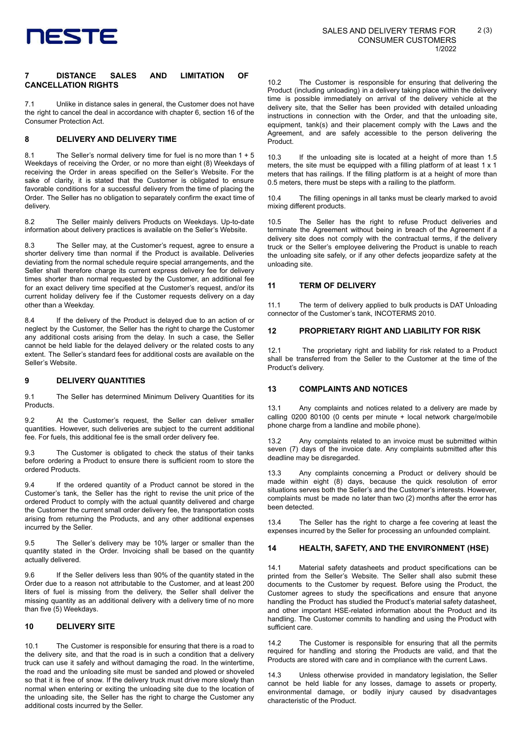## 7 DISTANCE SALES AND LIMITATION OF CANCELLATION RIGHTS

7.1 Unlike in distance sales in general, the Customer does not have the right to cancel the deal in accordance with chapter 6, section 16 of the Consumer Protection Act.

## 8 DELIVERY AND DELIVERY TIME

8.1 The Seller's normal delivery time for fuel is no more than 1 + 5 Weekdays of receiving the Order, or no more than eight (8) Weekdays of receiving the Order in areas specified on the Seller's Website. For the sake of clarity, it is stated that the Customer is obligated to ensure favorable conditions for a successful delivery from the time of placing the Order. The Seller has no obligation to separately confirm the exact time of delivery.

8.2 The Seller mainly delivers Products on Weekdays. Up-to-date information about delivery practices is available on the Seller's Website.

8.3 The Seller may, at the Customer's request, agree to ensure a shorter delivery time than normal if the Product is available. Deliveries deviating from the normal schedule require special arrangements, and the Seller shall therefore charge its current express delivery fee for delivery times shorter than normal requested by the Customer, an additional fee for an exact delivery time specified at the Customer's request, and/or its current holiday delivery fee if the Customer requests delivery on a day other than a Weekday.

8.4 If the delivery of the Product is delayed due to an action of or neglect by the Customer, the Seller has the right to charge the Customer any additional costs arising from the delay. In such a case, the Seller cannot be held liable for the delayed delivery or the related costs to any extent. The Seller's standard fees for additional costs are available on the Seller's Website.

## 9 DELIVERY QUANTITIES

9.1 The Seller has determined Minimum Delivery Quantities for its Products.

9.2 At the Customer's request, the Seller can deliver smaller quantities. However, such deliveries are subject to the current additional fee. For fuels, this additional fee is the small order delivery fee.

9.3 The Customer is obligated to check the status of their tanks before ordering a Product to ensure there is sufficient room to store the ordered Products.

9.4 If the ordered quantity of a Product cannot be stored in the Customer's tank, the Seller has the right to revise the unit price of the ordered Product to comply with the actual quantity delivered and charge the Customer the current small order delivery fee, the transportation costs arising from returning the Products, and any other additional expenses incurred by the Seller.

9.5 The Seller's delivery may be 10% larger or smaller than the quantity stated in the Order. Invoicing shall be based on the quantity actually delivered.

9.6 If the Seller delivers less than 90% of the quantity stated in the Order due to a reason not attributable to the Customer, and at least 200 liters of fuel is missing from the delivery, the Seller shall deliver the missing quantity as an additional delivery with a delivery time of no more than five (5) Weekdays.

## 10 DELIVERY SITE

10.1 The Customer is responsible for ensuring that there is a road to the delivery site, and that the road is in such a condition that a delivery truck can use it safely and without damaging the road. In the wintertime, the road and the unloading site must be sanded and plowed or shoveled so that it is free of snow. If the delivery truck must drive more slowly than normal when entering or exiting the unloading site due to the location of the unloading site, the Seller has the right to charge the Customer any additional costs incurred by the Seller.

10.2 The Customer is responsible for ensuring that delivering the Product (including unloading) in a delivery taking place within the delivery time is possible immediately on arrival of the delivery vehicle at the delivery site, that the Seller has been provided with detailed unloading instructions in connection with the Order, and that the unloading site, equipment, tank(s) and their placement comply with the Laws and the Agreement, and are safely accessible to the person delivering the Product.

10.3 If the unloading site is located at a height of more than 1.5 meters, the site must be equipped with a filling platform of at least 1 x 1 meters that has railings. If the filling platform is at a height of more than 0.5 meters, there must be steps with a railing to the platform.

10.4 The filling openings in all tanks must be clearly marked to avoid mixing different products.

10.5 The Seller has the right to refuse Product deliveries and terminate the Agreement without being in breach of the Agreement if a delivery site does not comply with the contractual terms, if the delivery truck or the Seller's employee delivering the Product is unable to reach the unloading site safely, or if any other defects jeopardize safety at the unloading site.

## 11 TERM OF DELIVERY

11.1 The term of delivery applied to bulk products is DAT Unloading connector of the Customer's tank, INCOTERMS 2010.

## 12 PROPRIETARY RIGHT AND LIABILITY FOR RISK

12.1 The proprietary right and liability for risk related to a Product shall be transferred from the Seller to the Customer at the time of the Product's delivery.

## 13 COMPLAINTS AND NOTICES

13.1 Any complaints and notices related to a delivery are made by calling 0200 80100 (0 cents per minute + local network charge/mobile phone charge from a landline and mobile phone).

13.2 Any complaints related to an invoice must be submitted within seven (7) days of the invoice date. Any complaints submitted after this deadline may be disregarded.

13.3 Any complaints concerning a Product or delivery should be made within eight (8) days, because the quick resolution of error situations serves both the Seller's and the Customer's interests. However, complaints must be made no later than two (2) months after the error has been detected.

13.4 The Seller has the right to charge a fee covering at least the expenses incurred by the Seller for processing an unfounded complaint.

## 14 HEALTH, SAFETY, AND THE ENVIRONMENT (HSE)

14.1 Material safety datasheets and product specifications can be printed from the Seller's Website. The Seller shall also submit these documents to the Customer by request. Before using the Product, the Customer agrees to study the specifications and ensure that anyone handling the Product has studied the Product's material safety datasheet, and other important HSE-related information about the Product and its handling. The Customer commits to handling and using the Product with sufficient care.

14.2 The Customer is responsible for ensuring that all the permits required for handling and storing the Products are valid, and that the Products are stored with care and in compliance with the current Laws.

14.3 Unless otherwise provided in mandatory legislation, the Seller cannot be held liable for any losses, damage to assets or property, environmental damage, or bodily injury caused by disadvantages characteristic of the Product.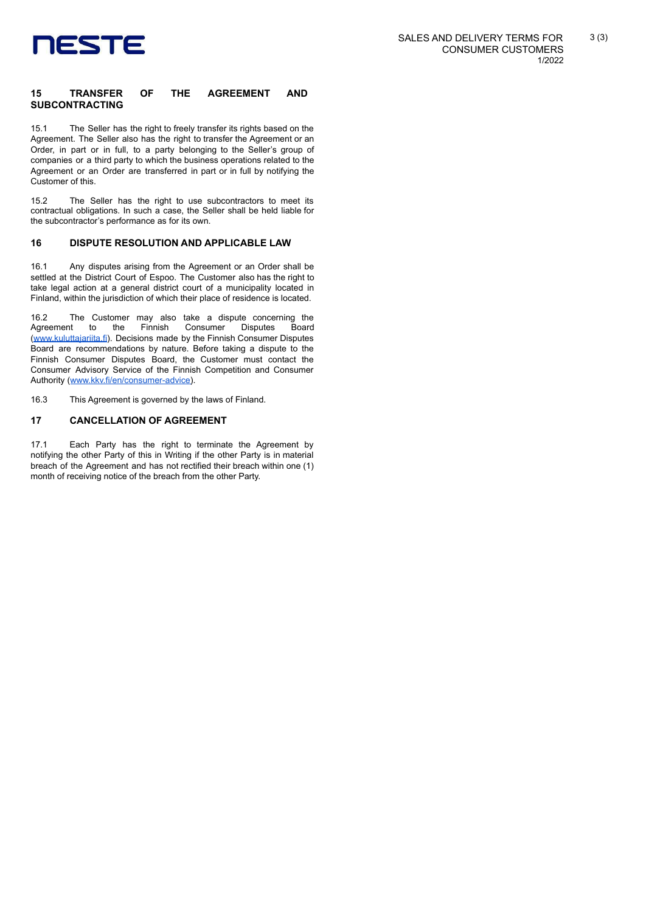## 15 TRANSFER OF THE AGREEMENT AND SUBCONTRACTING

15.1 The Seller has the right to freely transfer its rights based on the Agreement. The Seller also has the right to transfer the Agreement or an Order, in part or in full, to a party belonging to the Seller's group of companies or a third party to which the business operations related to the Agreement or an Order are transferred in part or in full by notifying the Customer of this.

15.2 The Seller has the right to use subcontractors to meet its contractual obligations. In such a case, the Seller shall be held liable for the subcontractor's performance as for its own.

## 16 DISPUTE RESOLUTION AND APPLICABLE LAW

16.1 Any disputes arising from the Agreement or an Order shall be settled at the District Court of Espoo. The Customer also has the right to take legal action at a general district court of a municipality located in Finland, within the jurisdiction of which their place of residence is located.

16.2 The Customer may also take a dispute concerning the Agreement to the Finnish Consumer Disputes Board (www.kuluttajariita.fi). Decisions made by the Finnish Consumer Disputes Board are recommendations by nature. Before taking a dispute to the Finnish Consumer Disputes Board, the Customer must contact the Consumer Advisory Service of the Finnish Competition and Consumer Authority (www.kkv.fi/en/consumer-advice).

16.3 This Agreement is governed by the laws of Finland.

## 17 CANCELLATION OF AGREEMENT

17.1 Each Party has the right to terminate the Agreement by notifying the other Party of this in Writing if the other Party is in material breach of the Agreement and has not rectified their breach within one (1) month of receiving notice of the breach from the other Party.